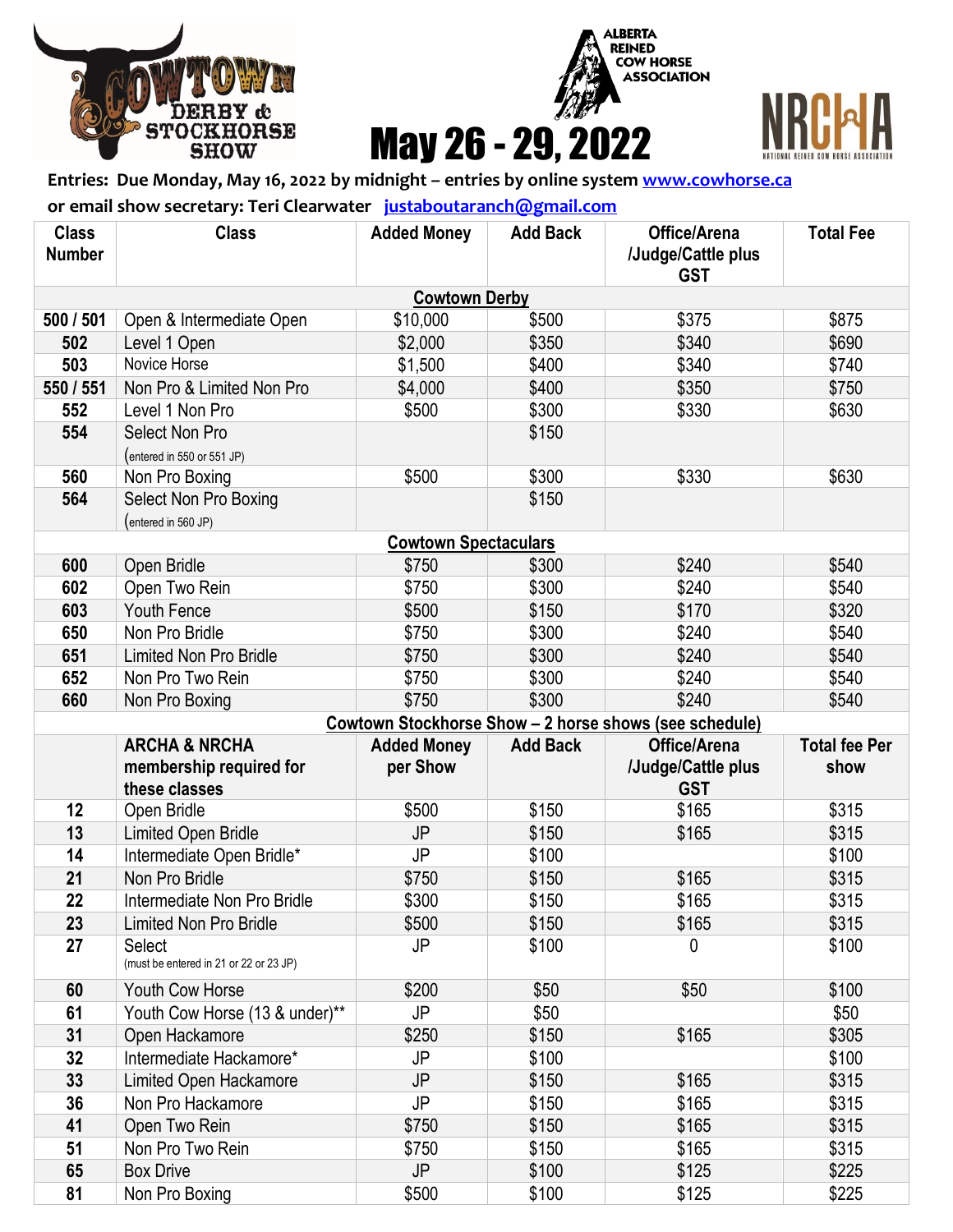COWTOWN DERBY & STOCKHORSE SHOW

ALBERTA REINED COW HORSE ASSOCIATION

# May 26 - 29, 2022

NRCHA NATIONAL REINED COW HORSE ASSOCIATION

**Entries: Due Monday, May 16, 2022 by midnight – entries by online system www.cowhorse.ca**

**or email show secretary: Teri Clearwater justaboutaranch@gmail.com**

| Class Number | Class | Added Money | Add Back | Office/Arena /Judge/Cattle plus GST | Total Fee |
|---|---|---|---|---|---|
| | **Cowtown Derby** | | | | |
| 500 / 501 | Open & Intermediate Open | $10,000 | $500 | $375 | $875 |
| 502 | Level 1 Open | $2,000 | $350 | $340 | $690 |
| 503 | Novice Horse | $1,500 | $400 | $340 | $740 |
| 550 / 551 | Non Pro & Limited Non Pro | $4,000 | $400 | $350 | $750 |
| 552 | Level 1 Non Pro | $500 | $300 | $330 | $630 |
| 554 | Select Non Pro (entered in 550 or 551 JP) | | $150 | | |
| 560 | Non Pro Boxing | $500 | $300 | $330 | $630 |
| 564 | Select Non Pro Boxing (entered in 560 JP) | | $150 | | |
| | **Cowtown Spectaculars** | | | | |
| 600 | Open Bridle | $750 | $300 | $240 | $540 |
| 602 | Open Two Rein | $750 | $300 | $240 | $540 |
| 603 | Youth Fence | $500 | $150 | $170 | $320 |
| 650 | Non Pro Bridle | $750 | $300 | $240 | $540 |
| 651 | Limited Non Pro Bridle | $750 | $300 | $240 | $540 |
| 652 | Non Pro Two Rein | $750 | $300 | $240 | $540 |
| 660 | Non Pro Boxing | $750 | $300 | $240 | $540 |
| | **Cowtown Stockhorse Show – 2 horse shows (see schedule)** | | | | |
| | **ARCHA & NRCHA membership required for these classes** | **Added Money per Show** | **Add Back** | **Office/Arena /Judge/Cattle plus GST** | **Total fee Per show** |
| 12 | Open Bridle | $500 | $150 | $165 | $315 |
| 13 | Limited Open Bridle | JP | $150 | $165 | $315 |
| 14 | Intermediate Open Bridle* | JP | $100 | | $100 |
| 21 | Non Pro Bridle | $750 | $150 | $165 | $315 |
| 22 | Intermediate Non Pro Bridle | $300 | $150 | $165 | $315 |
| 23 | Limited Non Pro Bridle | $500 | $150 | $165 | $315 |
| 27 | Select (must be entered in 21 or 22 or 23 JP) | JP | $100 | 0 | $100 |
| 60 | Youth Cow Horse | $200 | $50 | $50 | $100 |
| 61 | Youth Cow Horse (13 & under)** | JP | $50 | | $50 |
| 31 | Open Hackamore | $250 | $150 | $165 | $305 |
| 32 | Intermediate Hackamore* | JP | $100 | | $100 |
| 33 | Limited Open Hackamore | JP | $150 | $165 | $315 |
| 36 | Non Pro Hackamore | JP | $150 | $165 | $315 |
| 41 | Open Two Rein | $750 | $150 | $165 | $315 |
| 51 | Non Pro Two Rein | $750 | $150 | $165 | $315 |
| 65 | Box Drive | JP | $100 | $125 | $225 |
| 81 | Non Pro Boxing | $500 | $100 | $125 | $225 |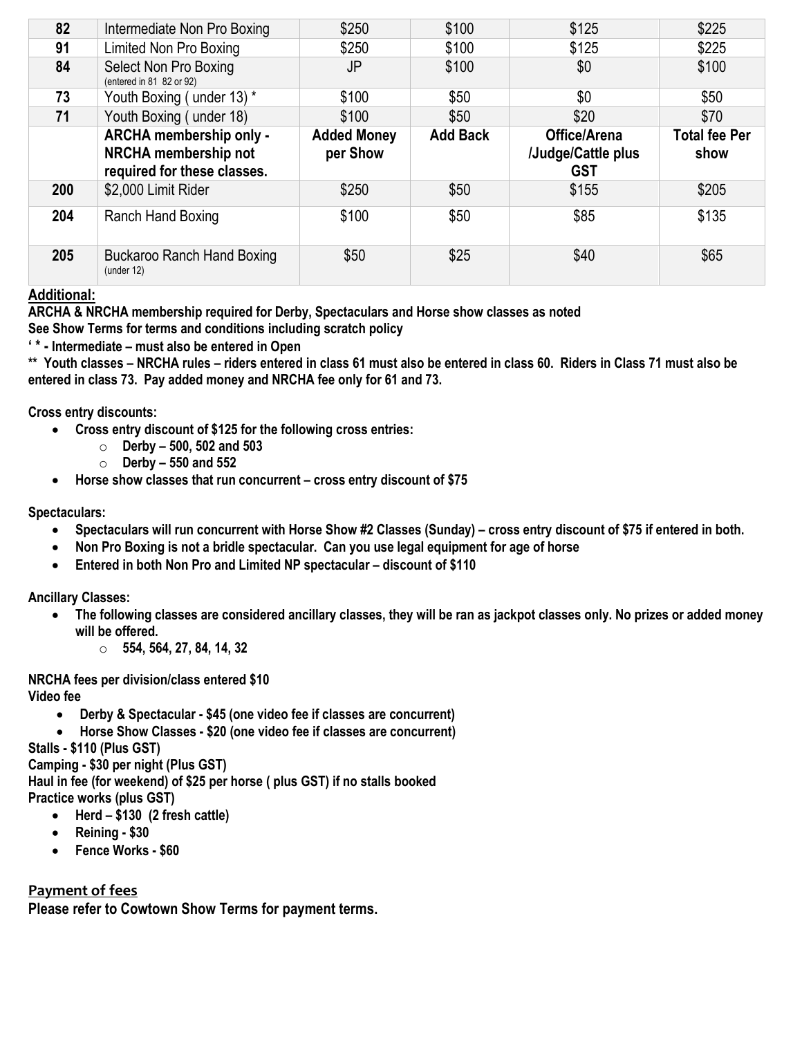| | | | | | |
|---|---|---|---|---|---|
| 82 | Intermediate Non Pro Boxing | $250 | $100 | $125 | $225 |
| 91 | Limited Non Pro Boxing | $250 | $100 | $125 | $225 |
| 84 | Select Non Pro Boxing (entered in 81 82 or 92) | JP | $100 | $0 | $100 |
| 73 | Youth Boxing ( under 13) * | $100 | $50 | $0 | $50 |
| 71 | Youth Boxing ( under 18) | $100 | $50 | $20 | $70 |
| | **ARCHA membership only - NRCHA membership not required for these classes.** | **Added Money per Show** | **Add Back** | **Office/Arena /Judge/Cattle plus GST** | **Total fee Per show** |
| 200 | $2,000 Limit Rider | $250 | $50 | $155 | $205 |
| 204 | Ranch Hand Boxing | $100 | $50 | $85 | $135 |
| 205 | Buckaroo Ranch Hand Boxing (under 12) | $50 | $25 | $40 | $65 |

## Additional:

**ARCHA & NRCHA membership required for Derby, Spectaculars and Horse show classes as noted**
**See Show Terms for terms and conditions including scratch policy**
**' * - Intermediate – must also be entered in Open**
**** Youth classes – NRCHA rules – riders entered in class 61 must also be entered in class 60. Riders in Class 71 must also be entered in class 73. Pay added money and NRCHA fee only for 61 and 73.**

**Cross entry discounts:**

- **Cross entry discount of $125 for the following cross entries:**
  - **Derby – 500, 502 and 503**
  - **Derby – 550 and 552**
- **Horse show classes that run concurrent – cross entry discount of $75**

**Spectaculars:**

- **Spectaculars will run concurrent with Horse Show #2 Classes (Sunday) – cross entry discount of $75 if entered in both.**
- **Non Pro Boxing is not a bridle spectacular. Can you use legal equipment for age of horse**
- **Entered in both Non Pro and Limited NP spectacular – discount of $110**

**Ancillary Classes:**

- **The following classes are considered ancillary classes, they will be ran as jackpot classes only. No prizes or added money will be offered.**
  - **554, 564, 27, 84, 14, 32**

**NRCHA fees per division/class entered $10**
**Video fee**

- **Derby & Spectacular - $45 (one video fee if classes are concurrent)**
- **Horse Show Classes - $20 (one video fee if classes are concurrent)**

**Stalls - $110 (Plus GST)**
**Camping - $30 per night (Plus GST)**
**Haul in fee (for weekend) of $25 per horse ( plus GST) if no stalls booked**
**Practice works (plus GST)**

- **Herd – $130 (2 fresh cattle)**
- **Reining - $30**
- **Fence Works - $60**

## Payment of fees

**Please refer to Cowtown Show Terms for payment terms.**